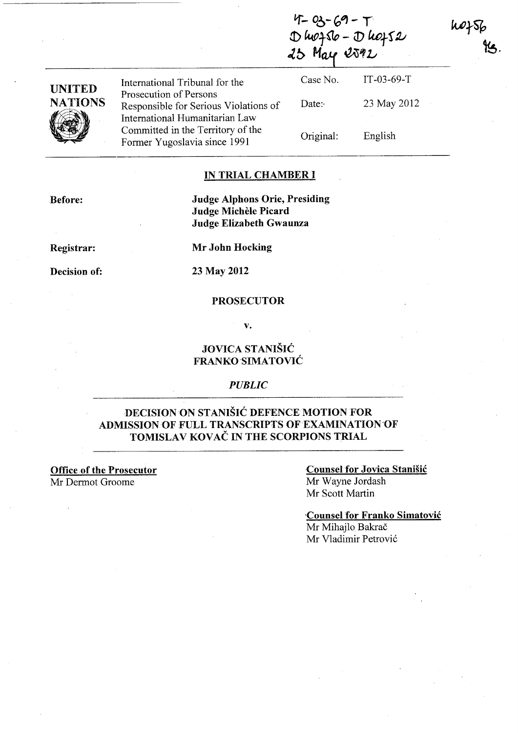IT-03-69-T
D 40756 - D 40752
25 May 2012

40756
YS.

| UNITED NATIONS | International Tribunal for the Prosecution of Persons Responsible for Serious Violations of International Humanitarian Law Committed in the Territory of the Former Yugoslavia since 1991 | Case No. | IT-03-69-T |
| --- | --- | --- | --- |
| | | Date: | 23 May 2012 |
| | | Original: | English |

**IN TRIAL CHAMBER I**

**Before:** **Judge Alphons Orie, Presiding**
**Judge Michèle Picard**
**Judge Elizabeth Gwaunza**

**Registrar:** **Mr John Hocking**

**Decision of:** **23 May 2012**

**PROSECUTOR**

**v.**

**JOVICA STANIŠIĆ**
**FRANKO SIMATOVIĆ**

*PUBLIC*

## DECISION ON STANIŠIĆ DEFENCE MOTION FOR ADMISSION OF FULL TRANSCRIPTS OF EXAMINATION OF TOMISLAV KOVAČ IN THE SCORPIONS TRIAL

**Office of the Prosecutor**
Mr Dermot Groome

**Counsel for Jovica Stanišić**
Mr Wayne Jordash
Mr Scott Martin

**Counsel for Franko Simatović**
Mr Mihajlo Bakrač
Mr Vladimir Petrović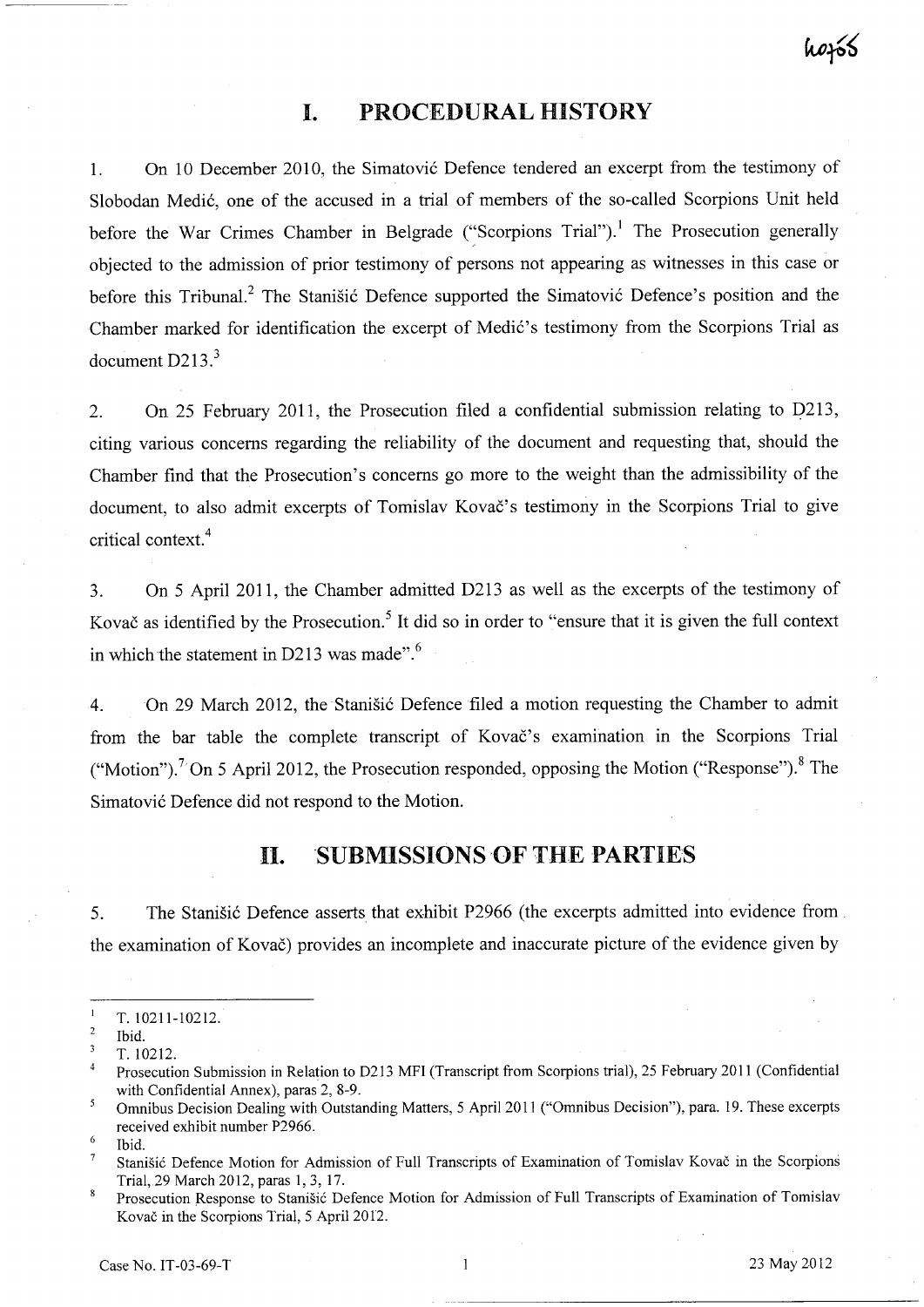# I. PROCEDURAL HISTORY

1. On 10 December 2010, the Simatović Defence tendered an excerpt from the testimony of Slobodan Medić, one of the accused in a trial of members of the so-called Scorpions Unit held before the War Crimes Chamber in Belgrade ("Scorpions Trial").[1] The Prosecution generally objected to the admission of prior testimony of persons not appearing as witnesses in this case or before this Tribunal.[2] The Stanišić Defence supported the Simatović Defence's position and the Chamber marked for identification the excerpt of Medić's testimony from the Scorpions Trial as document D213.[3]

2. On 25 February 2011, the Prosecution filed a confidential submission relating to D213, citing various concerns regarding the reliability of the document and requesting that, should the Chamber find that the Prosecution's concerns go more to the weight than the admissibility of the document, to also admit excerpts of Tomislav Kovač's testimony in the Scorpions Trial to give critical context.[4]

3. On 5 April 2011, the Chamber admitted D213 as well as the excerpts of the testimony of Kovač as identified by the Prosecution.[5] It did so in order to "ensure that it is given the full context in which the statement in D213 was made".[6]

4. On 29 March 2012, the Stanišić Defence filed a motion requesting the Chamber to admit from the bar table the complete transcript of Kovač's examination in the Scorpions Trial ("Motion").[7] On 5 April 2012, the Prosecution responded, opposing the Motion ("Response").[8] The Simatović Defence did not respond to the Motion.

# II. SUBMISSIONS OF THE PARTIES

5. The Stanišić Defence asserts that exhibit P2966 (the excerpts admitted into evidence from the examination of Kovač) provides an incomplete and inaccurate picture of the evidence given by

---

[1] T. 10211-10212.

[2] Ibid.

[3] T. 10212.

[4] Prosecution Submission in Relation to D213 MFI (Transcript from Scorpions trial), 25 February 2011 (Confidential with Confidential Annex), paras 2, 8-9.

[5] Omnibus Decision Dealing with Outstanding Matters, 5 April 2011 ("Omnibus Decision"), para. 19. These excerpts received exhibit number P2966.

[6] Ibid.

[7] Stanišić Defence Motion for Admission of Full Transcripts of Examination of Tomislav Kovač in the Scorpions Trial, 29 March 2012, paras 1, 3, 17.

[8] Prosecution Response to Stanišić Defence Motion for Admission of Full Transcripts of Examination of Tomislav Kovač in the Scorpions Trial, 5 April 2012.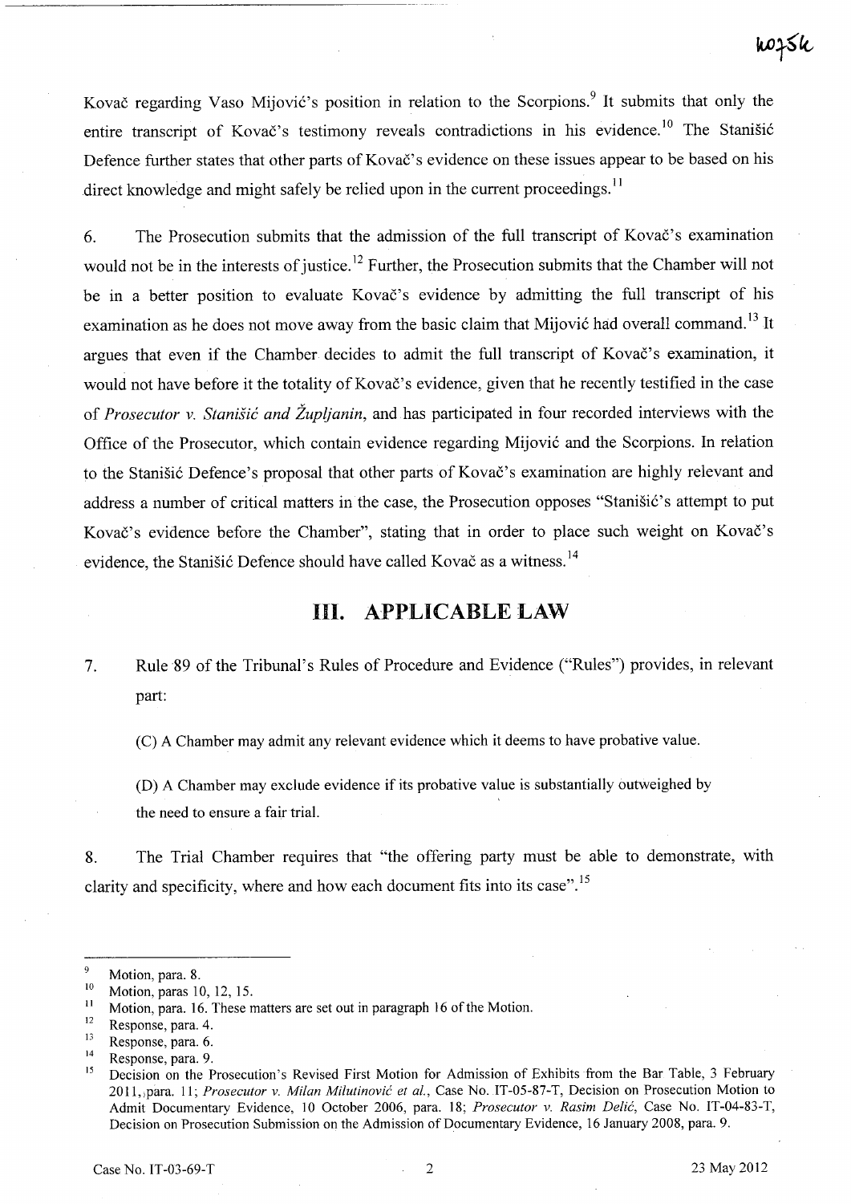Kovač regarding Vaso Mijović's position in relation to the Scorpions.[9] It submits that only the entire transcript of Kovač's testimony reveals contradictions in his evidence.[10] The Stanišić Defence further states that other parts of Kovač's evidence on these issues appear to be based on his direct knowledge and might safely be relied upon in the current proceedings.[11]

6. The Prosecution submits that the admission of the full transcript of Kovač's examination would not be in the interests of justice.[12] Further, the Prosecution submits that the Chamber will not be in a better position to evaluate Kovač's evidence by admitting the full transcript of his examination as he does not move away from the basic claim that Mijović had overall command.[13] It argues that even if the Chamber decides to admit the full transcript of Kovač's examination, it would not have before it the totality of Kovač's evidence, given that he recently testified in the case of *Prosecutor v. Stanišić and Župljanin*, and has participated in four recorded interviews with the Office of the Prosecutor, which contain evidence regarding Mijović and the Scorpions. In relation to the Stanišić Defence's proposal that other parts of Kovač's examination are highly relevant and address a number of critical matters in the case, the Prosecution opposes "Stanišić's attempt to put Kovač's evidence before the Chamber", stating that in order to place such weight on Kovač's evidence, the Stanišić Defence should have called Kovač as a witness.[14]

## III. APPLICABLE LAW

7. Rule 89 of the Tribunal's Rules of Procedure and Evidence ("Rules") provides, in relevant part:

> (C) A Chamber may admit any relevant evidence which it deems to have probative value.
>
> (D) A Chamber may exclude evidence if its probative value is substantially outweighed by the need to ensure a fair trial.

8. The Trial Chamber requires that "the offering party must be able to demonstrate, with clarity and specificity, where and how each document fits into its case".[15]

---

[9] Motion, para. 8.

[10] Motion, paras 10, 12, 15.

[11] Motion, para. 16. These matters are set out in paragraph 16 of the Motion.

[12] Response, para. 4.

[13] Response, para. 6.

[14] Response, para. 9.

[15] Decision on the Prosecution's Revised First Motion for Admission of Exhibits from the Bar Table, 3 February 2011, para. 11; *Prosecutor v. Milan Milutinović et al.*, Case No. IT-05-87-T, Decision on Prosecution Motion to Admit Documentary Evidence, 10 October 2006, para. 18; *Prosecutor v. Rasim Delić*, Case No. IT-04-83-T, Decision on Prosecution Submission on the Admission of Documentary Evidence, 16 January 2008, para. 9.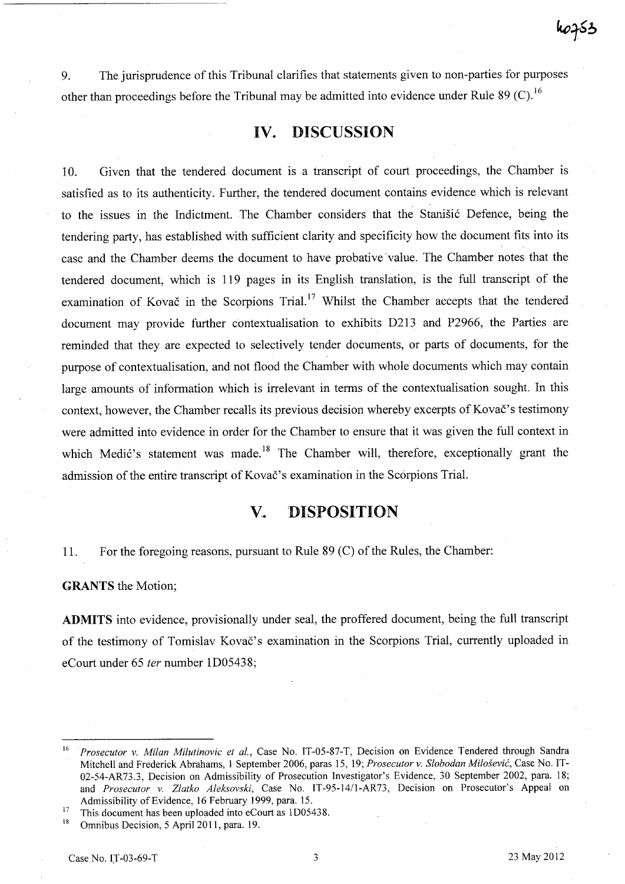9. The jurisprudence of this Tribunal clarifies that statements given to non-parties for purposes other than proceedings before the Tribunal may be admitted into evidence under Rule 89 (C).[16]

# IV. DISCUSSION

10. Given that the tendered document is a transcript of court proceedings, the Chamber is satisfied as to its authenticity. Further, the tendered document contains evidence which is relevant to the issues in the Indictment. The Chamber considers that the Stanišić Defence, being the tendering party, has established with sufficient clarity and specificity how the document fits into its case and the Chamber deems the document to have probative value. The Chamber notes that the tendered document, which is 119 pages in its English translation, is the full transcript of the examination of Kovač in the Scorpions Trial.[17] Whilst the Chamber accepts that the tendered document may provide further contextualisation to exhibits D213 and P2966, the Parties are reminded that they are expected to selectively tender documents, or parts of documents, for the purpose of contextualisation, and not flood the Chamber with whole documents which may contain large amounts of information which is irrelevant in terms of the contextualisation sought. In this context, however, the Chamber recalls its previous decision whereby excerpts of Kovač's testimony were admitted into evidence in order for the Chamber to ensure that it was given the full context in which Medić's statement was made.[18] The Chamber will, therefore, exceptionally grant the admission of the entire transcript of Kovač's examination in the Scorpions Trial.

# V. DISPOSITION

11. For the foregoing reasons, pursuant to Rule 89 (C) of the Rules, the Chamber:

**GRANTS** the Motion;

**ADMITS** into evidence, provisionally under seal, the proffered document, being the full transcript of the testimony of Tomislav Kovač's examination in the Scorpions Trial, currently uploaded in eCourt under 65 *ter* number 1D05438;

---

[16] *Prosecutor v. Milan Milutinovic et al.*, Case No. IT-05-87-T, Decision on Evidence Tendered through Sandra Mitchell and Frederick Abrahams, 1 September 2006, paras 15, 19; *Prosecutor v. Slobodan Milošević*, Case No. IT-02-54-AR73.3, Decision on Admissibility of Prosecution Investigator's Evidence, 30 September 2002, para. 18; and *Prosecutor v. Zlatko Aleksovski*, Case No. IT-95-14/1-AR73, Decision on Prosecutor's Appeal on Admissibility of Evidence, 16 February 1999, para. 15.

[17] This document has been uploaded into eCourt as 1D05438.

[18] Omnibus Decision, 5 April 2011, para. 19.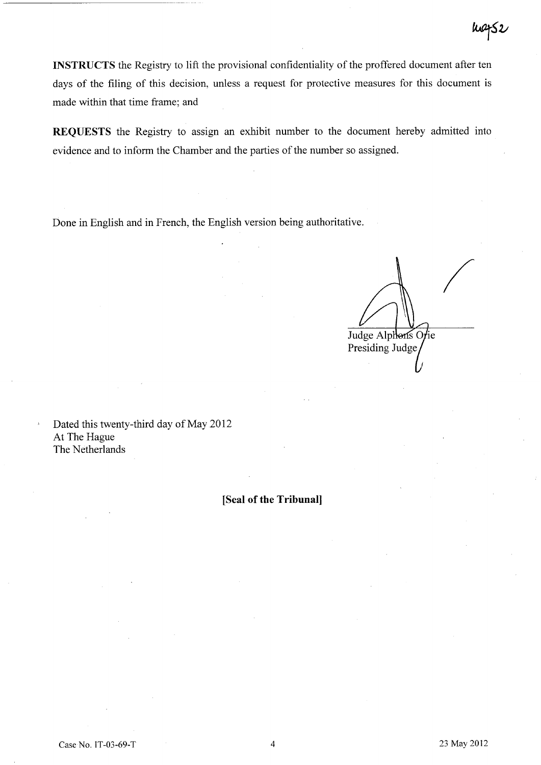**INSTRUCTS** the Registry to lift the provisional confidentiality of the proffered document after ten days of the filing of this decision, unless a request for protective measures for this document is made within that time frame; and

**REQUESTS** the Registry to assign an exhibit number to the document hereby admitted into evidence and to inform the Chamber and the parties of the number so assigned.

Done in English and in French, the English version being authoritative.

Judge Alphons Orie
Presiding Judge

Dated this twenty-third day of May 2012
At The Hague
The Netherlands

**[Seal of the Tribunal]**